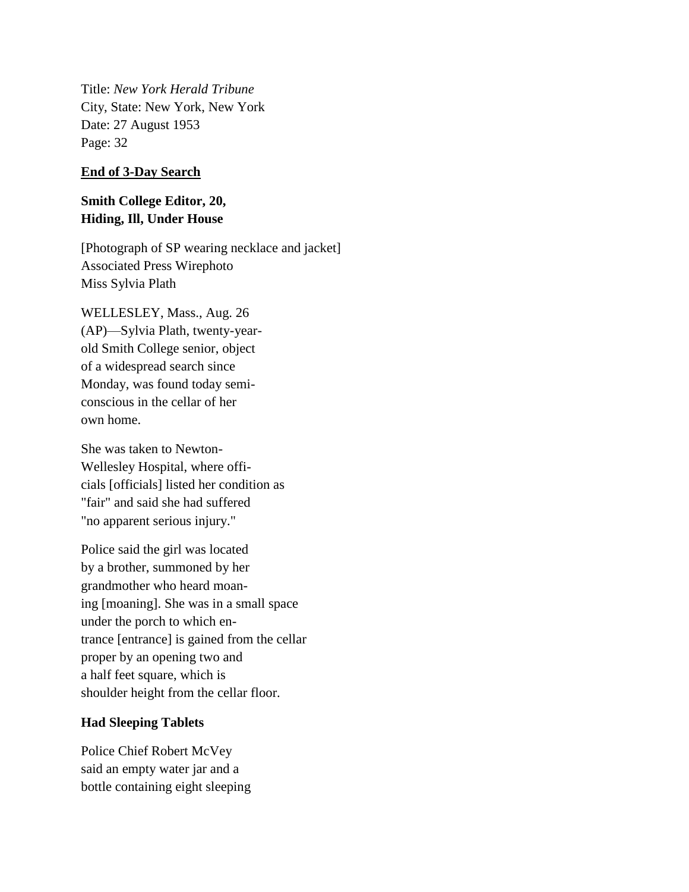Title: *New York Herald Tribune*
City, State: New York, New York
Date: 27 August 1953
Page: 32

**End of 3-Day Search**

**Smith College Editor, 20,
Hiding, Ill, Under House**

[Photograph of SP wearing necklace and jacket]
Associated Press Wirephoto
Miss Sylvia Plath

WELLESLEY, Mass., Aug. 26 (AP)—Sylvia Plath, twenty-year-old Smith College senior, object of a widespread search since Monday, was found today semi-conscious in the cellar of her own home.

She was taken to Newton-Wellesley Hospital, where offi-cials [officials] listed her condition as "fair" and said she had suffered "no apparent serious injury."

Police said the girl was located by a brother, summoned by her grandmother who heard moan-ing [moaning]. She was in a small space under the porch to which en-trance [entrance] is gained from the cellar proper by an opening two and a half feet square, which is shoulder height from the cellar floor.

**Had Sleeping Tablets**

Police Chief Robert McVey said an empty water jar and a bottle containing eight sleeping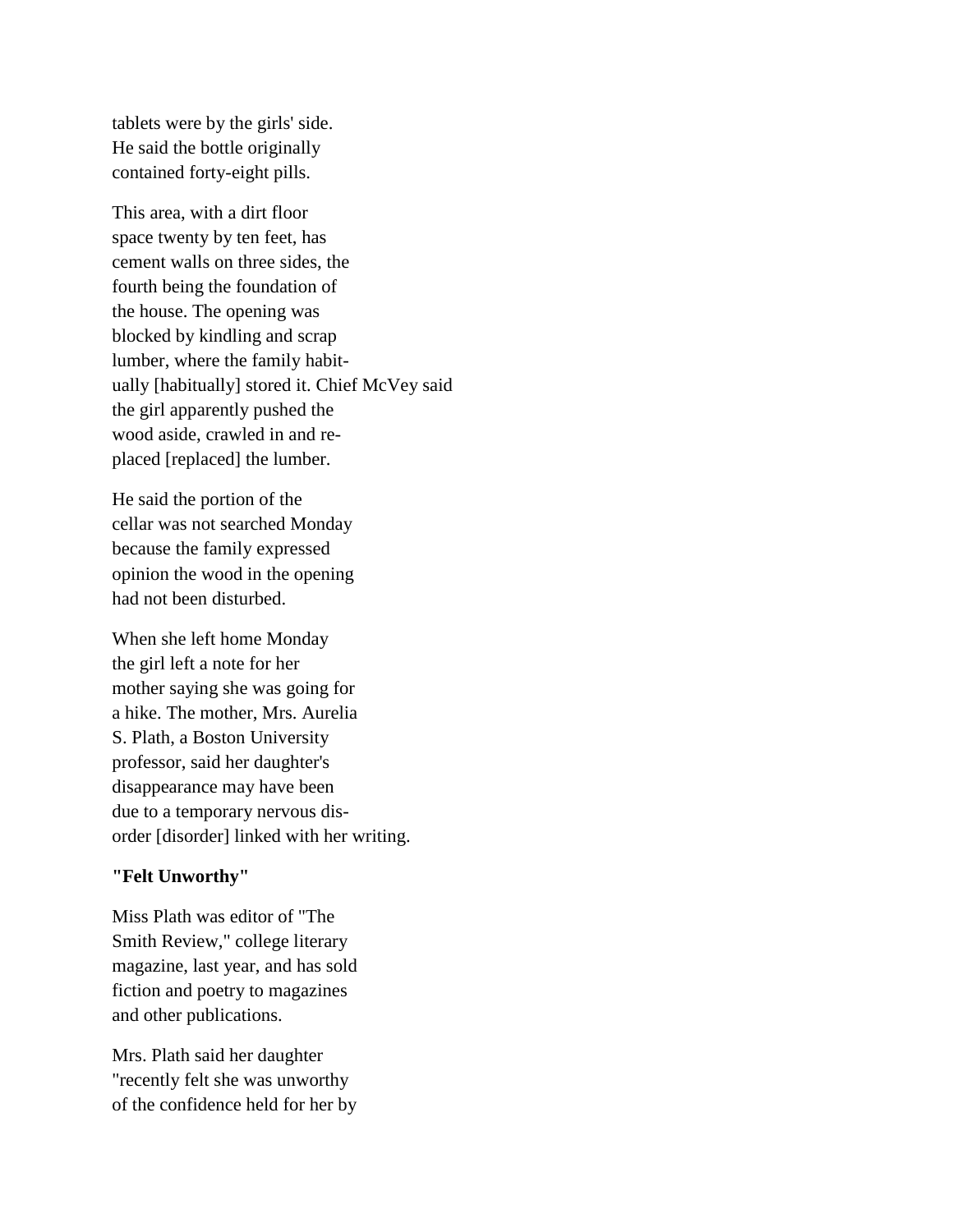tablets were by the girls' side. He said the bottle originally contained forty-eight pills.

This area, with a dirt floor space twenty by ten feet, has cement walls on three sides, the fourth being the foundation of the house. The opening was blocked by kindling and scrap lumber, where the family habit-ually [habitually] stored it. Chief McVey said the girl apparently pushed the wood aside, crawled in and re-placed [replaced] the lumber.

He said the portion of the cellar was not searched Monday because the family expressed opinion the wood in the opening had not been disturbed.

When she left home Monday the girl left a note for her mother saying she was going for a hike. The mother, Mrs. Aurelia S. Plath, a Boston University professor, said her daughter's disappearance may have been due to a temporary nervous dis-order [disorder] linked with her writing.

**"Felt Unworthy"**

Miss Plath was editor of "The Smith Review," college literary magazine, last year, and has sold fiction and poetry to magazines and other publications.

Mrs. Plath said her daughter "recently felt she was unworthy of the confidence held for her by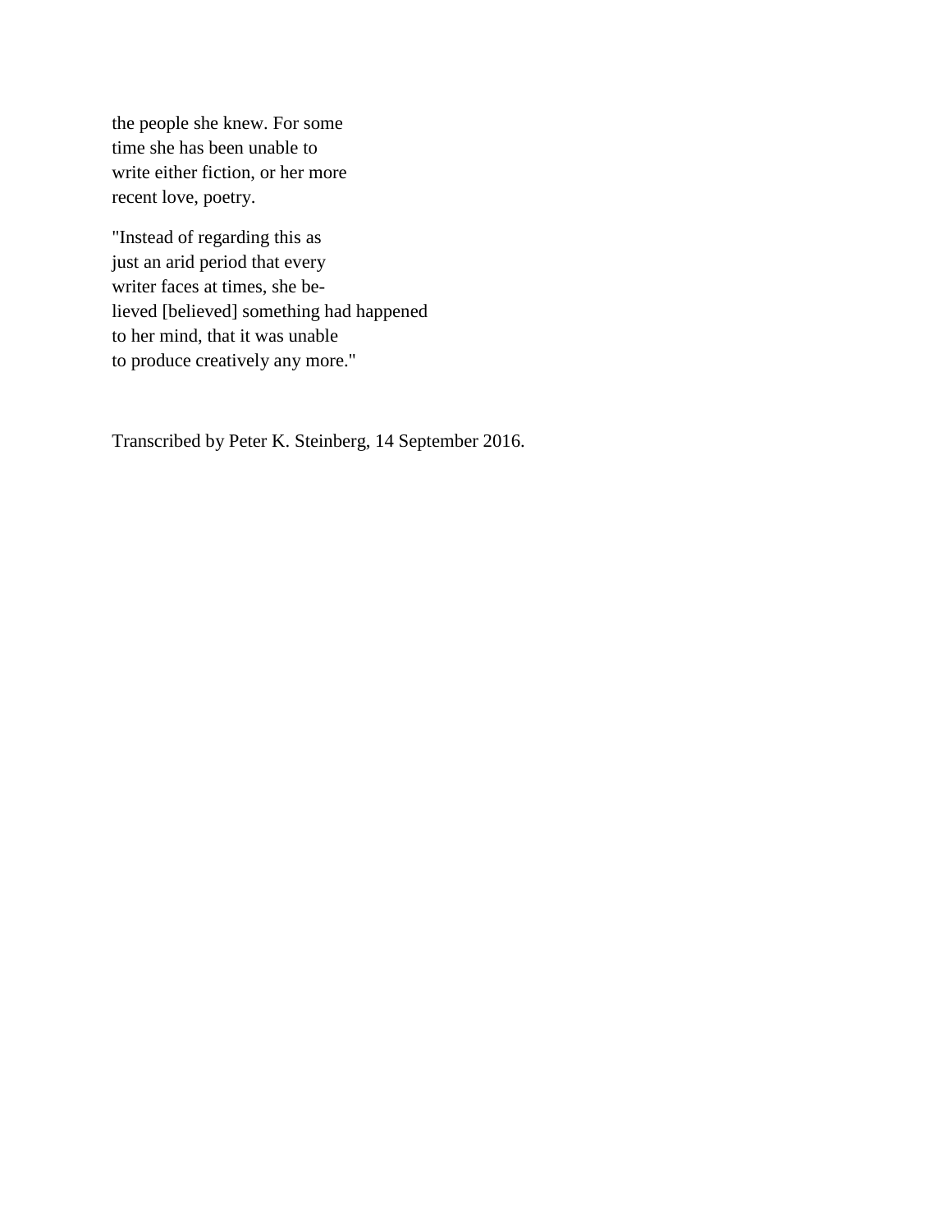the people she knew. For some
time she has been unable to
write either fiction, or her more
recent love, poetry.

"Instead of regarding this as
just an arid period that every
writer faces at times, she be-
lieved [believed] something had happened
to her mind, that it was unable
to produce creatively any more."

Transcribed by Peter K. Steinberg, 14 September 2016.